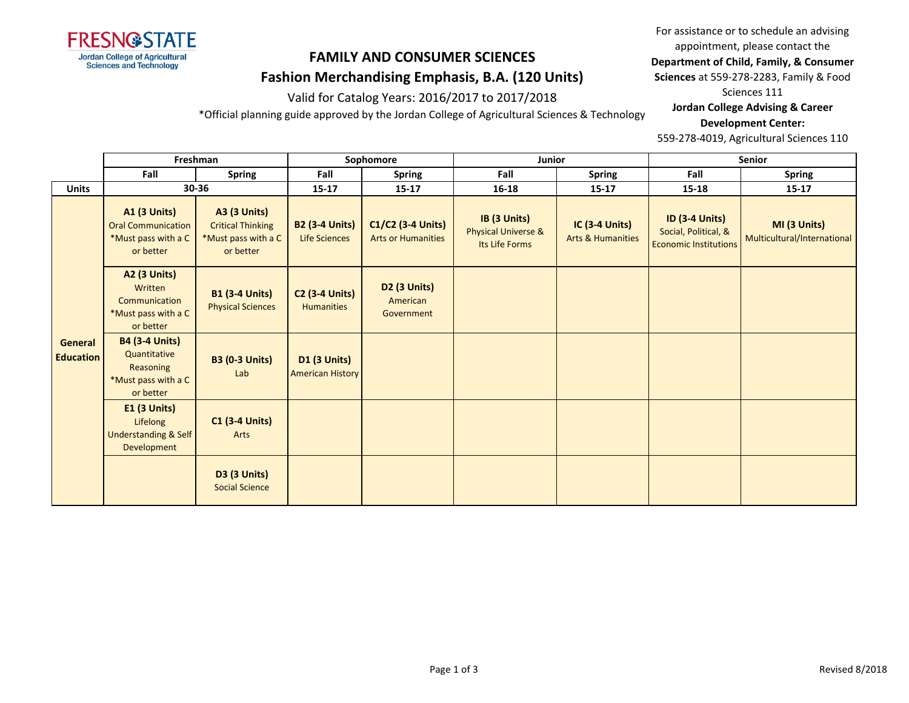FRESNO STATE
Jordan College of Agricultural Sciences and Technology

# FAMILY AND CONSUMER SCIENCES

## Fashion Merchandising Emphasis, B.A. (120 Units)

Valid for Catalog Years: 2016/2017 to 2017/2018

*Official planning guide approved by the Jordan College of Agricultural Sciences & Technology

For assistance or to schedule an advising appointment, please contact the **Department of Child, Family, & Consumer Sciences** at 559-278-2283, Family & Food Sciences 111

**Jordan College Advising & Career Development Center:**
559-278-4019, Agricultural Sciences 110

| | Freshman | | Sophomore | | Junior | | Senior | |
|---|---|---|---|---|---|---|---|---|
| | **Fall** | **Spring** | **Fall** | **Spring** | **Fall** | **Spring** | **Fall** | **Spring** |
| **Units** | 30-36 | | 15-17 | 15-17 | 16-18 | 15-17 | 15-18 | 15-17 |
| **General Education** | **A1 (3 Units)** Oral Communication *Must pass with a C or better | **A3 (3 Units)** Critical Thinking *Must pass with a C or better | **B2 (3-4 Units)** Life Sciences | **C1/C2 (3-4 Units)** Arts or Humanities | **IB (3 Units)** Physical Universe & Its Life Forms | **IC (3-4 Units)** Arts & Humanities | **ID (3-4 Units)** Social, Political, & Economic Institutions | **MI (3 Units)** Multicultural/International |
| | **A2 (3 Units)** Written Communication *Must pass with a C or better | **B1 (3-4 Units)** Physical Sciences | **C2 (3-4 Units)** Humanities | **D2 (3 Units)** American Government | | | | |
| | **B4 (3-4 Units)** Quantitative Reasoning *Must pass with a C or better | **B3 (0-3 Units)** Lab | **D1 (3 Units)** American History | | | | | |
| | **E1 (3 Units)** Lifelong Understanding & Self Development | **C1 (3-4 Units)** Arts | | | | | | |
| | | **D3 (3 Units)** Social Science | | | | | | |

Revised 8/2018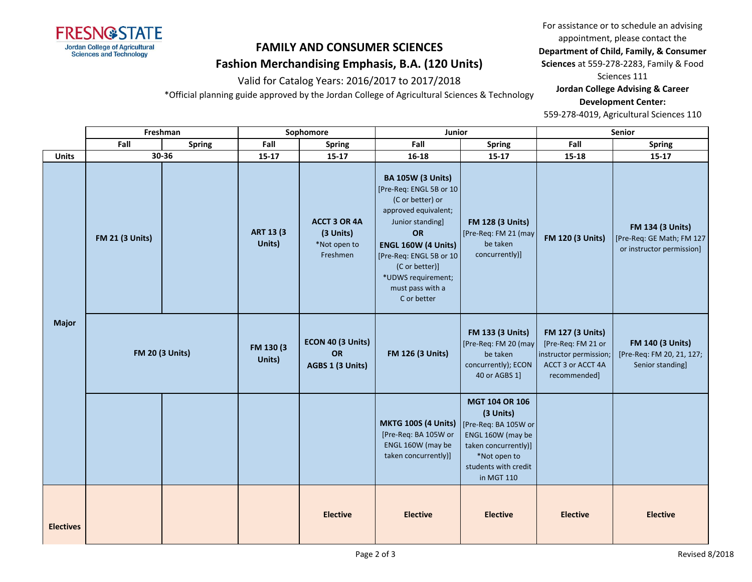# FAMILY AND CONSUMER SCIENCES

## Fashion Merchandising Emphasis, B.A. (120 Units)

Valid for Catalog Years: 2016/2017 to 2017/2018

*Official planning guide approved by the Jordan College of Agricultural Sciences & Technology

For assistance or to schedule an advising appointment, please contact the **Department of Child, Family, & Consumer Sciences** at 559-278-2283, Family & Food Sciences 111

**Jordan College Advising & Career Development Center:**
559-278-4019, Agricultural Sciences 110

| | Freshman | | Sophomore | | Junior | | Senior | |
|---|---|---|---|---|---|---|---|---|
| | **Fall** | **Spring** | **Fall** | **Spring** | **Fall** | **Spring** | **Fall** | **Spring** |
| **Units** | 30-36 | | 15-17 | 15-17 | 16-18 | 15-17 | 15-18 | 15-17 |
| **Major** | **FM 21 (3 Units)** | | **ART 13 (3 Units)** | **ACCT 3 OR 4A (3 Units)** *Not open to Freshmen | **BA 105W (3 Units)** [Pre-Req: ENGL 5B or 10 (C or better) or approved equivalent; Junior standing] **OR** **ENGL 160W (4 Units)** [Pre-Req: ENGL 5B or 10 (C or better)] *UDWS requirement; must pass with a C or better | **FM 128 (3 Units)** [Pre-Req: FM 21 (may be taken concurrently)] | **FM 120 (3 Units)** | **FM 134 (3 Units)** [Pre-Req: GE Math; FM 127 or instructor permission] |
| **Major** | **FM 20 (3 Units)** | | **FM 130 (3 Units)** | **ECON 40 (3 Units) OR AGBS 1 (3 Units)** | **FM 126 (3 Units)** | **FM 133 (3 Units)** [Pre-Req: FM 20 (may be taken concurrently); ECON 40 or AGBS 1] | **FM 127 (3 Units)** [Pre-Req: FM 21 or instructor permission; ACCT 3 or ACCT 4A recommended] | **FM 140 (3 Units)** [Pre-Req: FM 20, 21, 127; Senior standing] |
| **Major** | | | | | **MKTG 100S (4 Units)** [Pre-Req: BA 105W or ENGL 160W (may be taken concurrently)] | **MGT 104 OR 106 (3 Units)** [Pre-Req: BA 105W or ENGL 160W (may be taken concurrently)] *Not open to students with credit in MGT 110 | | |
| **Electives** | | | | **Elective** | **Elective** | **Elective** | **Elective** | **Elective** |

Revised 8/2018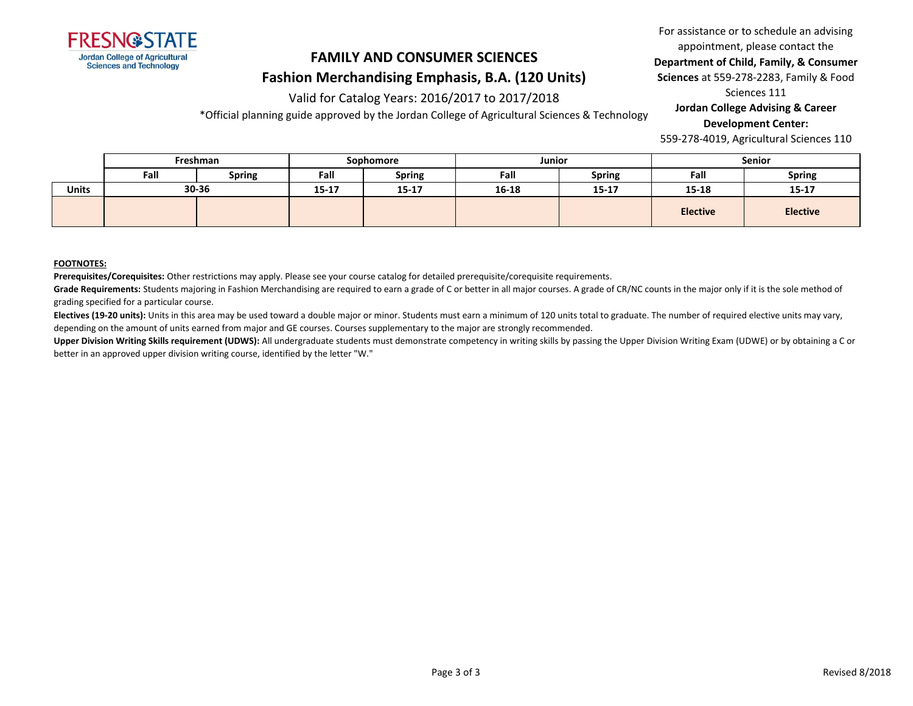# FAMILY AND CONSUMER SCIENCES

## Fashion Merchandising Emphasis, B.A. (120 Units)

Valid for Catalog Years: 2016/2017 to 2017/2018

*Official planning guide approved by the Jordan College of Agricultural Sciences & Technology

For assistance or to schedule an advising appointment, please contact the **Department of Child, Family, & Consumer Sciences** at 559-278-2283, Family & Food Sciences 111

**Jordan College Advising & Career Development Center:**
559-278-4019, Agricultural Sciences 110

| | Freshman | | Sophomore | | Junior | | Senior | |
|---|---|---|---|---|---|---|---|---|
| | **Fall** | **Spring** | **Fall** | **Spring** | **Fall** | **Spring** | **Fall** | **Spring** |
| **Units** | **30-36** | | **15-17** | **15-17** | **16-18** | **15-17** | **15-18** | **15-17** |
| | | | | | | | **Elective** | **Elective** |

**FOOTNOTES:**

**Prerequisites/Corequisites:** Other restrictions may apply. Please see your course catalog for detailed prerequisite/corequisite requirements.

**Grade Requirements:** Students majoring in Fashion Merchandising are required to earn a grade of C or better in all major courses. A grade of CR/NC counts in the major only if it is the sole method of grading specified for a particular course.

**Electives (19-20 units):** Units in this area may be used toward a double major or minor. Students must earn a minimum of 120 units total to graduate. The number of required elective units may vary, depending on the amount of units earned from major and GE courses. Courses supplementary to the major are strongly recommended.

**Upper Division Writing Skills requirement (UDWS):** All undergraduate students must demonstrate competency in writing skills by passing the Upper Division Writing Exam (UDWE) or by obtaining a C or better in an approved upper division writing course, identified by the letter "W."

Revised 8/2018